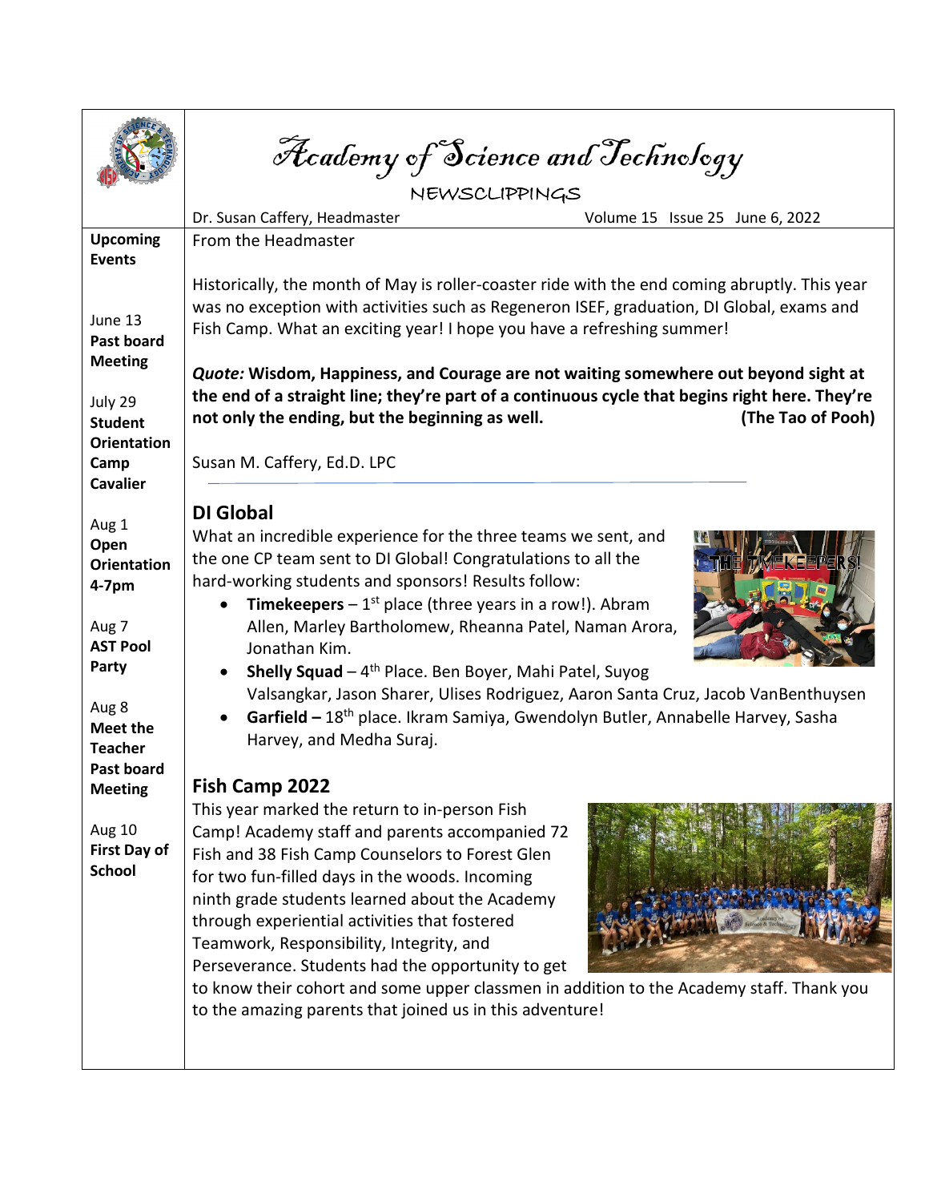# Academy of Science and Technology

NEWSCLIPPINGS

Dr. Susan Caffery, Headmaster — Volume 15 Issue 25 June 6, 2022

**Upcoming Events**

June 13
**Past board Meeting**

July 29
**Student Orientation Camp Cavalier**

Aug 1
**Open Orientation 4-7pm**

Aug 7
**AST Pool Party**

Aug 8
**Meet the Teacher Past board Meeting**

Aug 10
**First Day of School**

## From the Headmaster

Historically, the month of May is roller-coaster ride with the end coming abruptly. This year was no exception with activities such as Regeneron ISEF, graduation, DI Global, exams and Fish Camp. What an exciting year! I hope you have a refreshing summer!

*Quote:* **Wisdom, Happiness, and Courage are not waiting somewhere out beyond sight at the end of a straight line; they're part of a continuous cycle that begins right here. They're not only the ending, but the beginning as well. (The Tao of Pooh)**

Susan M. Caffery, Ed.D. LPC

## DI Global

What an incredible experience for the three teams we sent, and the one CP team sent to DI Global! Congratulations to all the hard-working students and sponsors! Results follow:

- **Timekeepers** – 1st place (three years in a row!). Abram Allen, Marley Bartholomew, Rheanna Patel, Naman Arora, Jonathan Kim.
- **Shelly Squad** – 4th Place. Ben Boyer, Mahi Patel, Suyog Valsangkar, Jason Sharer, Ulises Rodriguez, Aaron Santa Cruz, Jacob VanBenthuysen
- **Garfield –** 18th place. Ikram Samiya, Gwendolyn Butler, Annabelle Harvey, Sasha Harvey, and Medha Suraj.

## Fish Camp 2022

This year marked the return to in-person Fish Camp! Academy staff and parents accompanied 72 Fish and 38 Fish Camp Counselors to Forest Glen for two fun-filled days in the woods. Incoming ninth grade students learned about the Academy through experiential activities that fostered Teamwork, Responsibility, Integrity, and Perseverance. Students had the opportunity to get to know their cohort and some upper classmen in addition to the Academy staff. Thank you to the amazing parents that joined us in this adventure!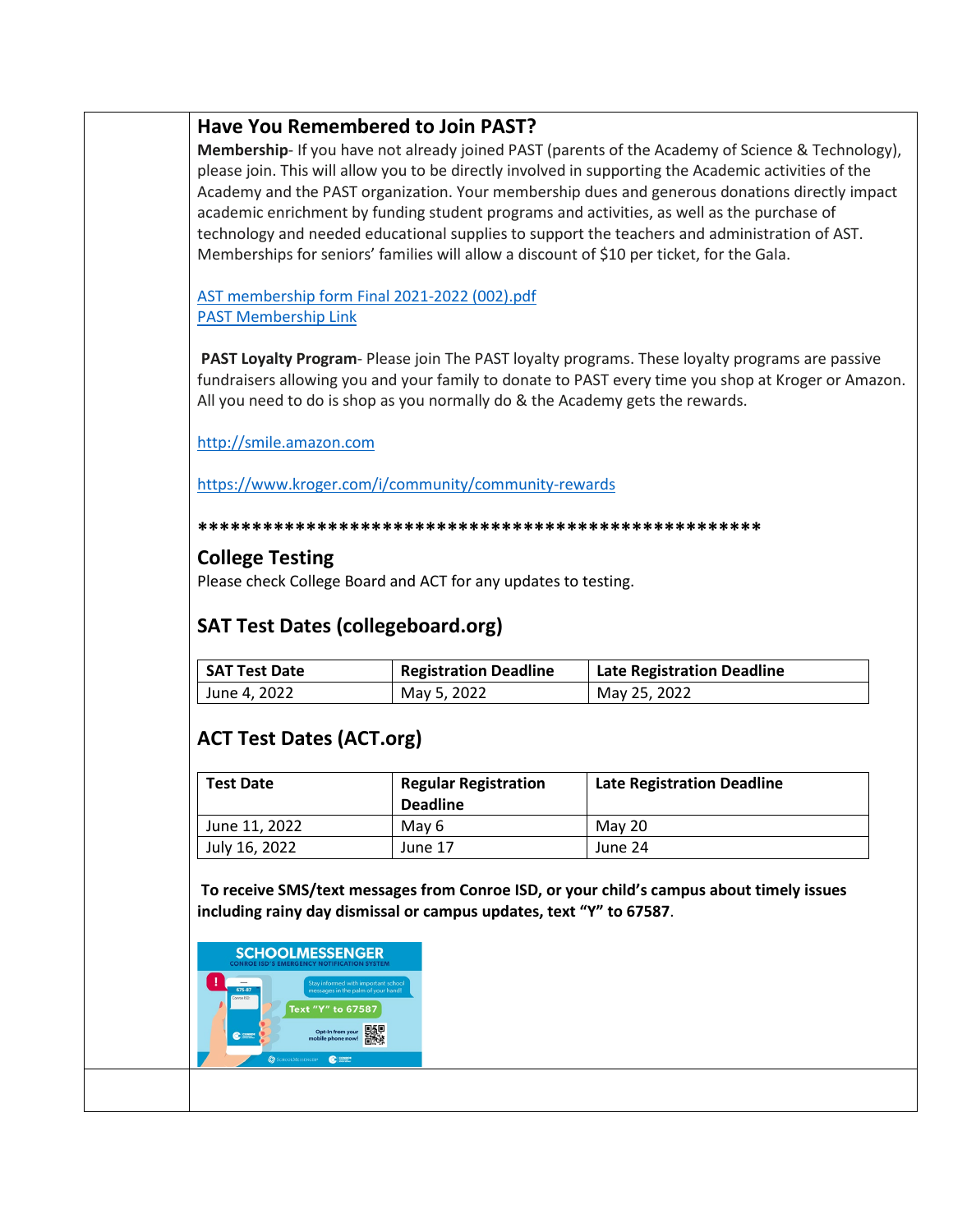## Have You Remembered to Join PAST?

**Membership**- If you have not already joined PAST (parents of the Academy of Science & Technology), please join. This will allow you to be directly involved in supporting the Academic activities of the Academy and the PAST organization. Your membership dues and generous donations directly impact academic enrichment by funding student programs and activities, as well as the purchase of technology and needed educational supplies to support the teachers and administration of AST. Memberships for seniors' families will allow a discount of $10 per ticket, for the Gala.

AST membership form Final 2021-2022 (002).pdf
PAST Membership Link

**PAST Loyalty Program**- Please join The PAST loyalty programs. These loyalty programs are passive fundraisers allowing you and your family to donate to PAST every time you shop at Kroger or Amazon. All you need to do is shop as you normally do & the Academy gets the rewards.

http://smile.amazon.com

https://www.kroger.com/i/community/community-rewards

**************************************************

## College Testing

Please check College Board and ACT for any updates to testing.

### SAT Test Dates (collegeboard.org)

| SAT Test Date | Registration Deadline | Late Registration Deadline |
|---|---|---|
| June 4, 2022 | May 5, 2022 | May 25, 2022 |

### ACT Test Dates (ACT.org)

| Test Date | Regular Registration Deadline | Late Registration Deadline |
|---|---|---|
| June 11, 2022 | May 6 | May 20 |
| July 16, 2022 | June 17 | June 24 |

**To receive SMS/text messages from Conroe ISD, or your child's campus about timely issues including rainy day dismissal or campus updates, text "Y" to 67587**.

SCHOOLMESSENGER
CONROE ISD'S EMERGENCY NOTIFICATION SYSTEM
Stay informed with important school messages in the palm of your hand!
Text "Y" to 67587
Opt-in from your mobile phone now!